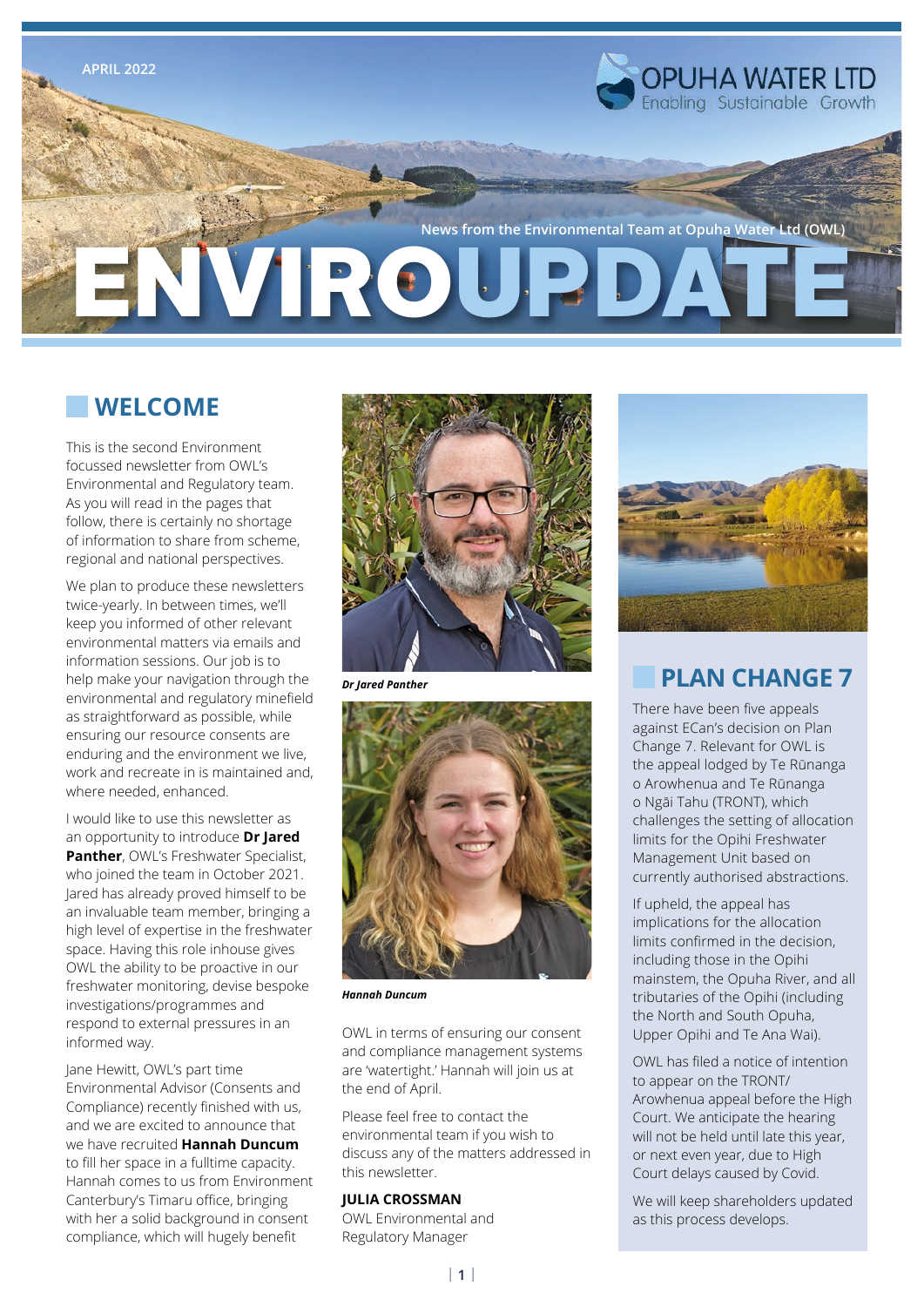APRIL 2022

OPUHA WATER LTD
Enabling Sustainable Growth

News from the Environmental Team at Opuha Water Ltd (OWL)

# ENVIROUPDATE

## WELCOME

This is the second Environment focussed newsletter from OWL's Environmental and Regulatory team. As you will read in the pages that follow, there is certainly no shortage of information to share from scheme, regional and national perspectives.

We plan to produce these newsletters twice-yearly. In between times, we'll keep you informed of other relevant environmental matters via emails and information sessions. Our job is to help make your navigation through the environmental and regulatory minefield as straightforward as possible, while ensuring our resource consents are enduring and the environment we live, work and recreate in is maintained and, where needed, enhanced.

I would like to use this newsletter as an opportunity to introduce **Dr Jared Panther**, OWL's Freshwater Specialist, who joined the team in October 2021. Jared has already proved himself to be an invaluable team member, bringing a high level of expertise in the freshwater space. Having this role inhouse gives OWL the ability to be proactive in our freshwater monitoring, devise bespoke investigations/programmes and respond to external pressures in an informed way.

Jane Hewitt, OWL's part time Environmental Advisor (Consents and Compliance) recently finished with us, and we are excited to announce that we have recruited **Hannah Duncum** to fill her space in a fulltime capacity. Hannah comes to us from Environment Canterbury's Timaru office, bringing with her a solid background in consent compliance, which will hugely benefit OWL in terms of ensuring our consent and compliance management systems are 'watertight.' Hannah will join us at the end of April.

***Dr Jared Panther***

***Hannah Duncum***

Please feel free to contact the environmental team if you wish to discuss any of the matters addressed in this newsletter.

**JULIA CROSSMAN**
OWL Environmental and Regulatory Manager

## PLAN CHANGE 7

There have been five appeals against ECan's decision on Plan Change 7. Relevant for OWL is the appeal lodged by Te Rūnanga o Arowhenua and Te Rūnanga o Ngāi Tahu (TRONT), which challenges the setting of allocation limits for the Opihi Freshwater Management Unit based on currently authorised abstractions.

If upheld, the appeal has implications for the allocation limits confirmed in the decision, including those in the Opihi mainstem, the Opuha River, and all tributaries of the Opihi (including the North and South Opuha, Upper Opihi and Te Ana Wai).

OWL has filed a notice of intention to appear on the TRONT/ Arowhenua appeal before the High Court. We anticipate the hearing will not be held until late this year, or next even year, due to High Court delays caused by Covid.

We will keep shareholders updated as this process develops.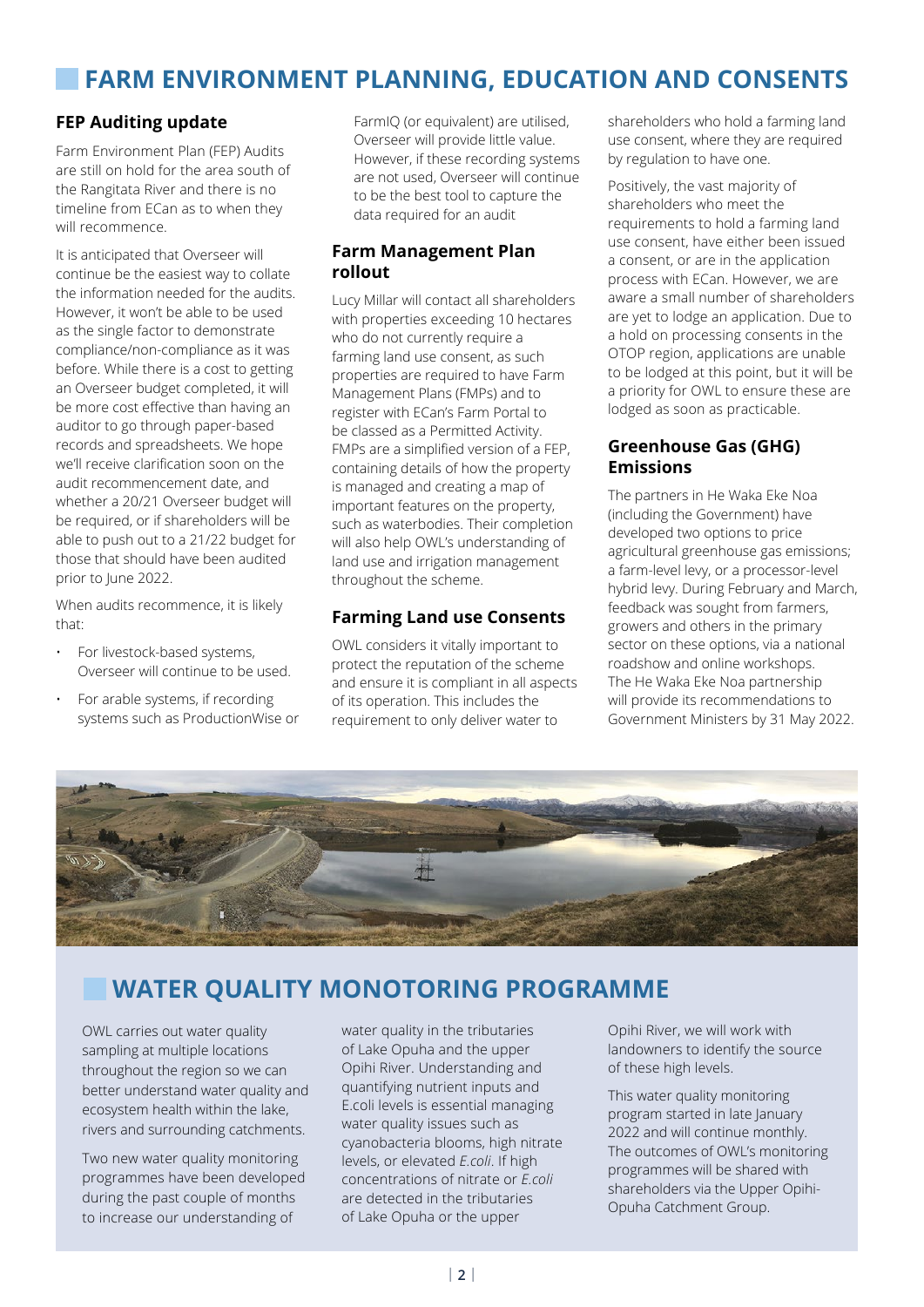# FARM ENVIRONMENT PLANNING, EDUCATION AND CONSENTS

### FEP Auditing update

Farm Environment Plan (FEP) Audits are still on hold for the area south of the Rangitata River and there is no timeline from ECan as to when they will recommence.

It is anticipated that Overseer will continue be the easiest way to collate the information needed for the audits. However, it won't be able to be used as the single factor to demonstrate compliance/non-compliance as it was before. While there is a cost to getting an Overseer budget completed, it will be more cost effective than having an auditor to go through paper-based records and spreadsheets. We hope we'll receive clarification soon on the audit recommencement date, and whether a 20/21 Overseer budget will be required, or if shareholders will be able to push out to a 21/22 budget for those that should have been audited prior to June 2022.

When audits recommence, it is likely that:

- For livestock-based systems, Overseer will continue to be used.
- For arable systems, if recording systems such as ProductionWise or FarmIQ (or equivalent) are utilised, Overseer will provide little value. However, if these recording systems are not used, Overseer will continue to be the best tool to capture the data required for an audit

### Farm Management Plan rollout

Lucy Millar will contact all shareholders with properties exceeding 10 hectares who do not currently require a farming land use consent, as such properties are required to have Farm Management Plans (FMPs) and to register with ECan's Farm Portal to be classed as a Permitted Activity. FMPs are a simplified version of a FEP, containing details of how the property is managed and creating a map of important features on the property, such as waterbodies. Their completion will also help OWL's understanding of land use and irrigation management throughout the scheme.

### Farming Land use Consents

OWL considers it vitally important to protect the reputation of the scheme and ensure it is compliant in all aspects of its operation. This includes the requirement to only deliver water to shareholders who hold a farming land use consent, where they are required by regulation to have one.

Positively, the vast majority of shareholders who meet the requirements to hold a farming land use consent, have either been issued a consent, or are in the application process with ECan. However, we are aware a small number of shareholders are yet to lodge an application. Due to a hold on processing consents in the OTOP region, applications are unable to be lodged at this point, but it will be a priority for OWL to ensure these are lodged as soon as practicable.

### Greenhouse Gas (GHG) Emissions

The partners in He Waka Eke Noa (including the Government) have developed two options to price agricultural greenhouse gas emissions; a farm-level levy, or a processor-level hybrid levy. During February and March, feedback was sought from farmers, growers and others in the primary sector on these options, via a national roadshow and online workshops. The He Waka Eke Noa partnership will provide its recommendations to Government Ministers by 31 May 2022.

# WATER QUALITY MONOTORING PROGRAMME

OWL carries out water quality sampling at multiple locations throughout the region so we can better understand water quality and ecosystem health within the lake, rivers and surrounding catchments.

Two new water quality monitoring programmes have been developed during the past couple of months to increase our understanding of water quality in the tributaries of Lake Opuha and the upper Opihi River. Understanding and quantifying nutrient inputs and E.coli levels is essential managing water quality issues such as cyanobacteria blooms, high nitrate levels, or elevated *E.coli*. If high concentrations of nitrate or *E.coli* are detected in the tributaries of Lake Opuha or the upper Opihi River, we will work with landowners to identify the source of these high levels.

This water quality monitoring program started in late January 2022 and will continue monthly. The outcomes of OWL's monitoring programmes will be shared with shareholders via the Upper Opihi-Opuha Catchment Group.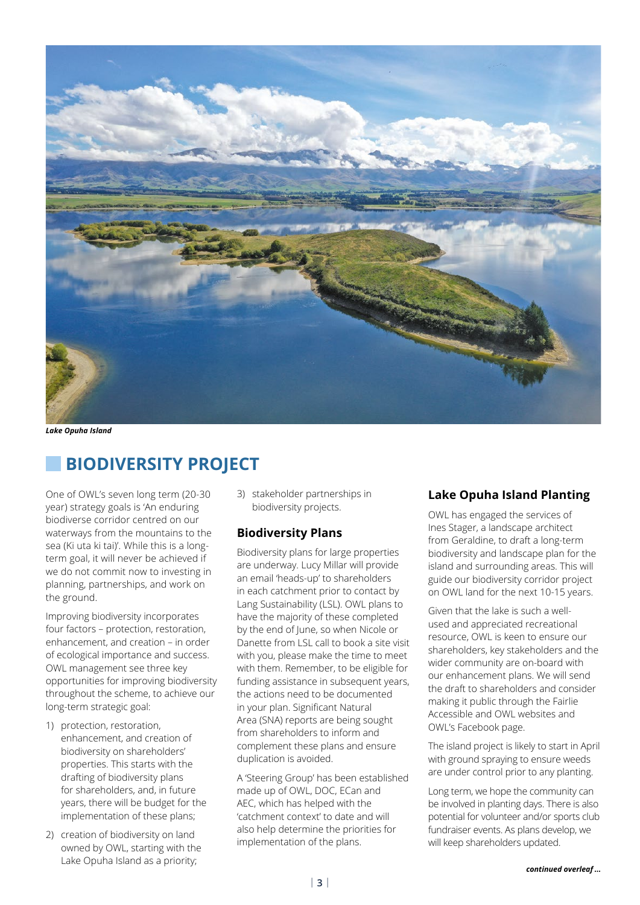*Lake Opuha Island*

## BIODIVERSITY PROJECT

One of OWL's seven long term (20-30 year) strategy goals is 'An enduring biodiverse corridor centred on our waterways from the mountains to the sea (Ki uta ki tai)'. While this is a long-term goal, it will never be achieved if we do not commit now to investing in planning, partnerships, and work on the ground.

Improving biodiversity incorporates four factors – protection, restoration, enhancement, and creation – in order of ecological importance and success. OWL management see three key opportunities for improving biodiversity throughout the scheme, to achieve our long-term strategic goal:

1) protection, restoration, enhancement, and creation of biodiversity on shareholders' properties. This starts with the drafting of biodiversity plans for shareholders, and, in future years, there will be budget for the implementation of these plans;
2) creation of biodiversity on land owned by OWL, starting with the Lake Opuha Island as a priority;
3) stakeholder partnerships in biodiversity projects.

### Biodiversity Plans

Biodiversity plans for large properties are underway. Lucy Millar will provide an email 'heads-up' to shareholders in each catchment prior to contact by Lang Sustainability (LSL). OWL plans to have the majority of these completed by the end of June, so when Nicole or Danette from LSL call to book a site visit with you, please make the time to meet with them. Remember, to be eligible for funding assistance in subsequent years, the actions need to be documented in your plan. Significant Natural Area (SNA) reports are being sought from shareholders to inform and complement these plans and ensure duplication is avoided.

A 'Steering Group' has been established made up of OWL, DOC, ECan and AEC, which has helped with the 'catchment context' to date and will also help determine the priorities for implementation of the plans.

### Lake Opuha Island Planting

OWL has engaged the services of Ines Stager, a landscape architect from Geraldine, to draft a long-term biodiversity and landscape plan for the island and surrounding areas. This will guide our biodiversity corridor project on OWL land for the next 10-15 years.

Given that the lake is such a well-used and appreciated recreational resource, OWL is keen to ensure our shareholders, key stakeholders and the wider community are on-board with our enhancement plans. We will send the draft to shareholders and consider making it public through the Fairlie Accessible and OWL websites and OWL's Facebook page.

The island project is likely to start in April with ground spraying to ensure weeds are under control prior to any planting.

Long term, we hope the community can be involved in planting days. There is also potential for volunteer and/or sports club fundraiser events. As plans develop, we will keep shareholders updated.

***continued overleaf ...***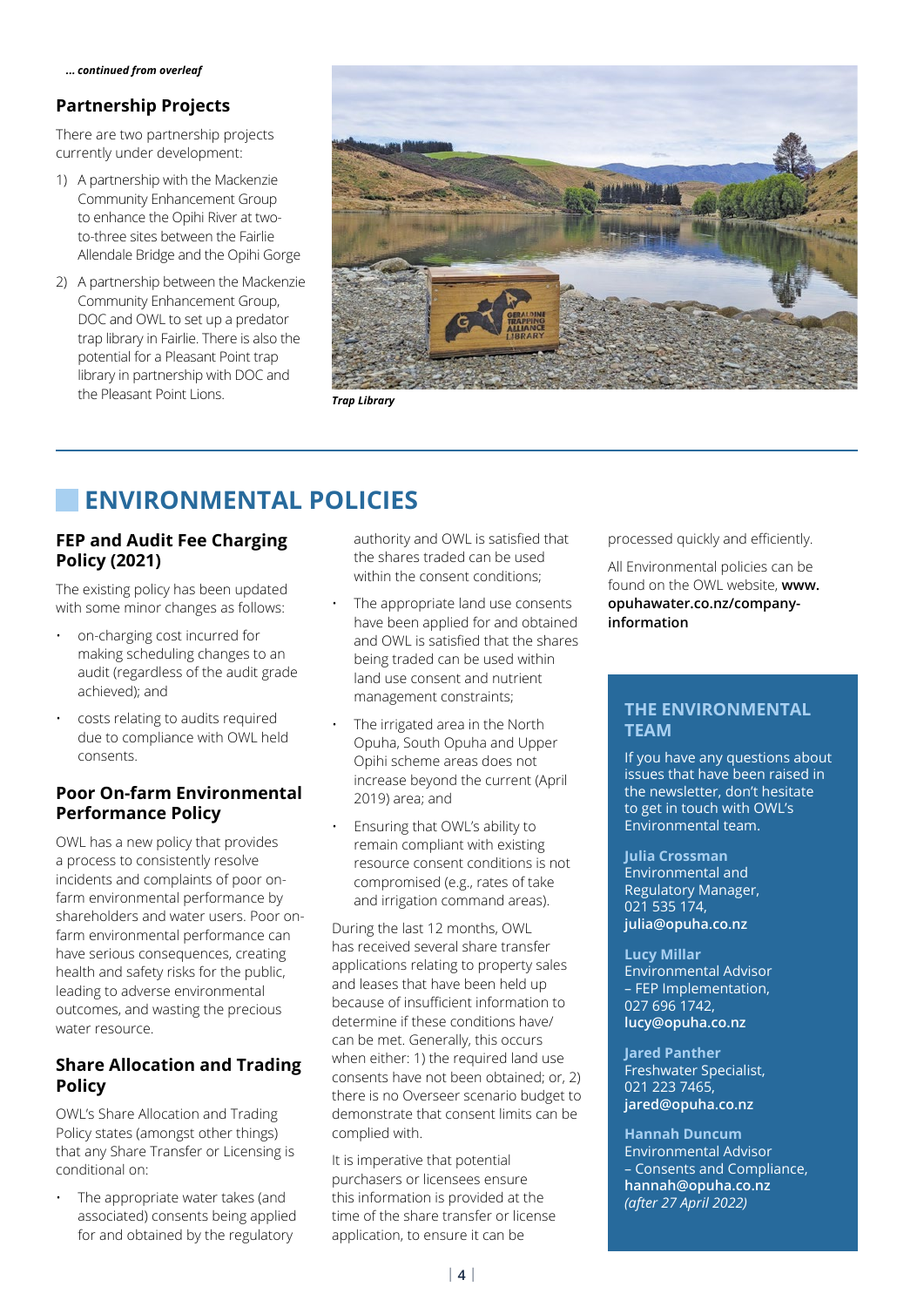*... continued from overleaf*

### Partnership Projects

There are two partnership projects currently under development:

1) A partnership with the Mackenzie Community Enhancement Group to enhance the Opihi River at two-to-three sites between the Fairlie Allendale Bridge and the Opihi Gorge
2) A partnership between the Mackenzie Community Enhancement Group, DOC and OWL to set up a predator trap library in Fairlie. There is also the potential for a Pleasant Point trap library in partnership with DOC and the Pleasant Point Lions.

***Trap Library***

## ENVIRONMENTAL POLICIES

### FEP and Audit Fee Charging Policy (2021)

The existing policy has been updated with some minor changes as follows:

- on-charging cost incurred for making scheduling changes to an audit (regardless of the audit grade achieved); and
- costs relating to audits required due to compliance with OWL held consents.

### Poor On-farm Environmental Performance Policy

OWL has a new policy that provides a process to consistently resolve incidents and complaints of poor on-farm environmental performance by shareholders and water users. Poor on-farm environmental performance can have serious consequences, creating health and safety risks for the public, leading to adverse environmental outcomes, and wasting the precious water resource.

### Share Allocation and Trading Policy

OWL's Share Allocation and Trading Policy states (amongst other things) that any Share Transfer or Licensing is conditional on:

- The appropriate water takes (and associated) consents being applied for and obtained by the regulatory authority and OWL is satisfied that the shares traded can be used within the consent conditions;
- The appropriate land use consents have been applied for and obtained and OWL is satisfied that the shares being traded can be used within land use consent and nutrient management constraints;
- The irrigated area in the North Opuha, South Opuha and Upper Opihi scheme areas does not increase beyond the current (April 2019) area; and
- Ensuring that OWL's ability to remain compliant with existing resource consent conditions is not compromised (e.g., rates of take and irrigation command areas).

During the last 12 months, OWL has received several share transfer applications relating to property sales and leases that have been held up because of insufficient information to determine if these conditions have/can be met. Generally, this occurs when either: 1) the required land use consents have not been obtained; or, 2) there is no Overseer scenario budget to demonstrate that consent limits can be complied with.

It is imperative that potential purchasers or licensees ensure this information is provided at the time of the share transfer or license application, to ensure it can be processed quickly and efficiently.

All Environmental policies can be found on the OWL website, **www.opuhawater.co.nz/company-information**

### THE ENVIRONMENTAL TEAM

If you have any questions about issues that have been raised in the newsletter, don't hesitate to get in touch with OWL's Environmental team.

**Julia Crossman**
Environmental and Regulatory Manager,
021 535 174,
**julia@opuha.co.nz**

**Lucy Millar**
Environmental Advisor – FEP Implementation,
027 696 1742,
**lucy@opuha.co.nz**

**Jared Panther**
Freshwater Specialist,
021 223 7465,
**jared@opuha.co.nz**

**Hannah Duncum**
Environmental Advisor – Consents and Compliance,
**hannah@opuha.co.nz**
*(after 27 April 2022)*